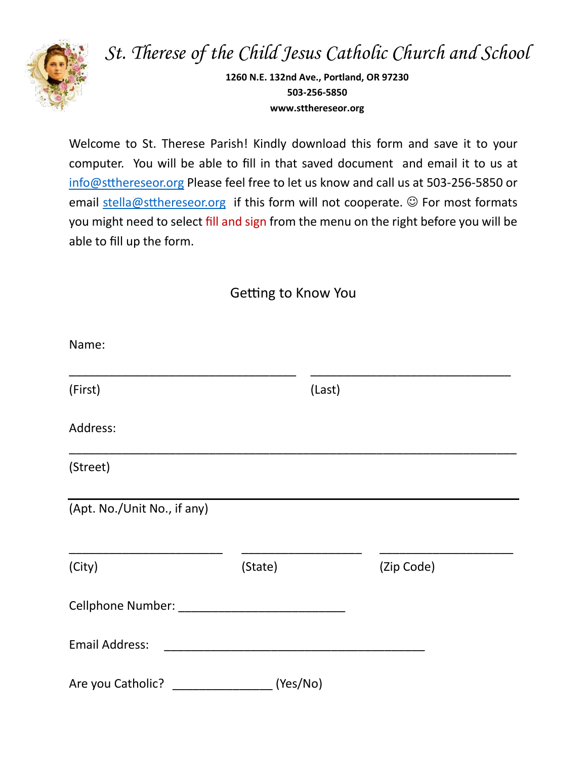# *St. Therese of the Child Jesus Catholic Church and School*

**1260 N.E. 132nd Ave., Portland, OR 97230**
**503-256-5850**
**www.stthereseor.org**

Welcome to St. Therese Parish! Kindly download this form and save it to your computer. You will be able to fill in that saved document and email it to us at info@stthereseor.org Please feel free to let us know and call us at 503-256-5850 or email stella@stthereseor.org if this form will not cooperate. ☺ For most formats you might need to select fill and sign from the menu on the right before you will be able to fill up the form.

## Getting to Know You

Name:

___________________________________ ______________________________

(First) (Last)

Address:

_____________________________________________________________________

(Street)

_____________________________________________________________________

(Apt. No./Unit No., if any)

_______________________ __________________ ____________________

(City) (State) (Zip Code)

Cellphone Number: _________________________

Email Address: ________________________________________

Are you Catholic? _______________ (Yes/No)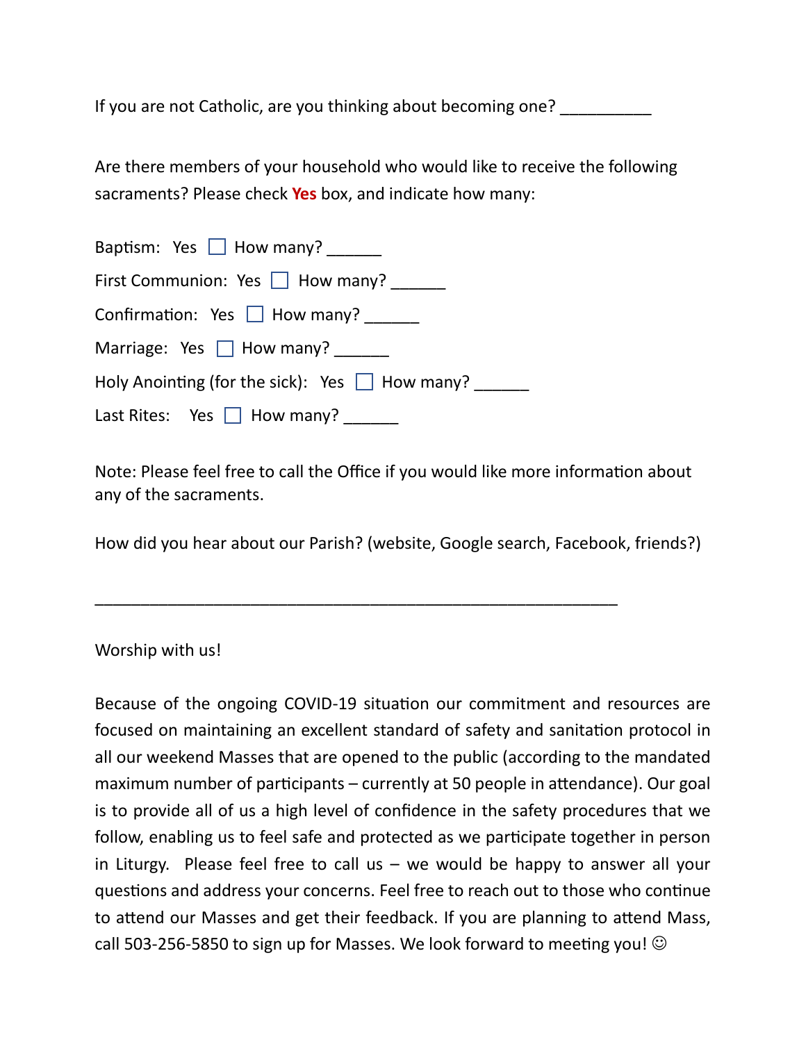If you are not Catholic, are you thinking about becoming one? __________

Are there members of your household who would like to receive the following sacraments? Please check **Yes** box, and indicate how many:

Baptism: Yes ☐ How many? ______

First Communion: Yes ☐ How many? ______

Confirmation: Yes ☐ How many? ______

Marriage: Yes ☐ How many? ______

Holy Anointing (for the sick): Yes ☐ How many? ______

Last Rites: Yes ☐ How many? ______

Note: Please feel free to call the Office if you would like more information about any of the sacraments.

How did you hear about our Parish? (website, Google search, Facebook, friends?)

__________________________________________________________

Worship with us!

Because of the ongoing COVID-19 situation our commitment and resources are focused on maintaining an excellent standard of safety and sanitation protocol in all our weekend Masses that are opened to the public (according to the mandated maximum number of participants – currently at 50 people in attendance). Our goal is to provide all of us a high level of confidence in the safety procedures that we follow, enabling us to feel safe and protected as we participate together in person in Liturgy. Please feel free to call us – we would be happy to answer all your questions and address your concerns. Feel free to reach out to those who continue to attend our Masses and get their feedback. If you are planning to attend Mass, call 503-256-5850 to sign up for Masses. We look forward to meeting you! ☺